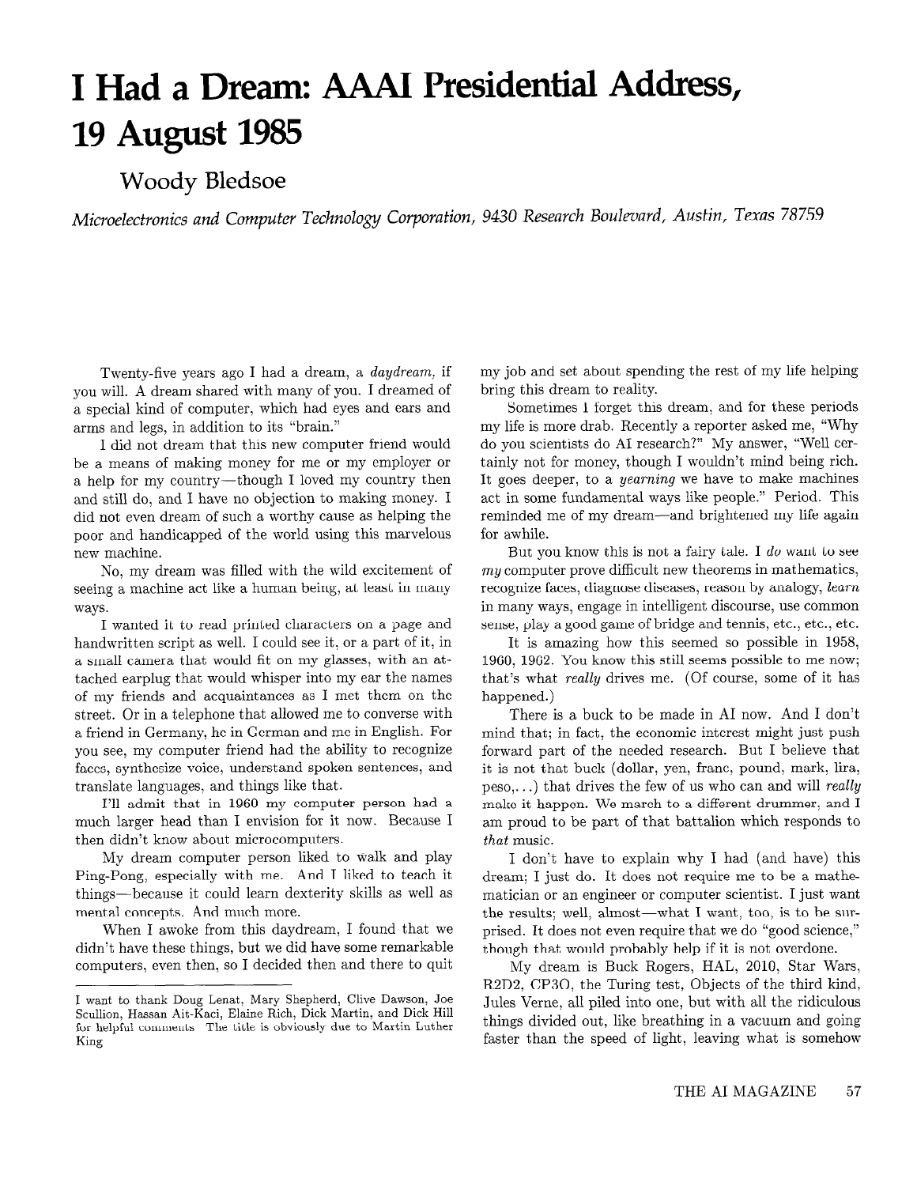# I Had a Dream: AAAI Presidential Address, 19 August 1985

## Woody Bledsoe

*Microelectronics and Computer Technology Corporation, 9430 Research Boulevard, Austin, Texas 78759*

Twenty-five years ago I had a dream, a *daydream,* if you will. A dream shared with many of you. I dreamed of a special kind of computer, which had eyes and ears and arms and legs, in addition to its "brain."

I did not dream that this new computer friend would be a means of making money for me or my employer or a help for my country—though I loved my country then and still do, and I have no objection to making money. I did not even dream of such a worthy cause as helping the poor and handicapped of the world using this marvelous new machine.

No, my dream was filled with the wild excitement of seeing a machine act like a human being, at least in many ways.

I wanted it to read printed characters on a page and handwritten script as well. I could see it, or a part of it, in a small camera that would fit on my glasses, with an attached earplug that would whisper into my ear the names of my friends and acquaintances as I met them on the street. Or in a telephone that allowed me to converse with a friend in Germany, he in German and me in English. For you see, my computer friend had the ability to recognize faces, synthesize voice, understand spoken sentences, and translate languages, and things like that.

I'll admit that in 1960 my computer person had a much larger head than I envision for it now. Because I then didn't know about microcomputers.

My dream computer person liked to walk and play Ping-Pong, especially with me. And I liked to teach it things—because it could learn dexterity skills as well as mental concepts. And much more.

When I awoke from this daydream, I found that we didn't have these things, but we did have some remarkable computers, even then, so I decided then and there to quit my job and set about spending the rest of my life helping bring this dream to reality.

Sometimes I forget this dream, and for these periods my life is more drab. Recently a reporter asked me, "Why do you scientists do AI research?" My answer, "Well certainly not for money, though I wouldn't mind being rich. It goes deeper, to a *yearning* we have to make machines act in some fundamental ways like people." Period. This reminded me of my dream—and brightened my life again for awhile.

But you know this is not a fairy tale. I *do* want to see *my* computer prove difficult new theorems in mathematics, recognize faces, diagnose diseases, reason by analogy, *learn* in many ways, engage in intelligent discourse, use common sense, play a good game of bridge and tennis, etc., etc., etc.

It is amazing how this seemed so possible in 1958, 1960, 1962. You know this still seems possible to me now; that's what *really* drives me. (Of course, some of it has happened.)

There is a buck to be made in AI now. And I don't mind that; in fact, the economic interest might just push forward part of the needed research. But I believe that it is not that buck (dollar, yen, franc, pound, mark, lira, peso,...) that drives the few of us who can and will *really* make it happen. We march to a different drummer, and I am proud to be part of that battalion which responds to *that* music.

I don't have to explain why I had (and have) this dream; I just do. It does not require me to be a mathematician or an engineer or computer scientist. I just want the results; well, almost—what I want, too, is to be surprised. It does not even require that we do "good science," though that would probably help if it is not overdone.

My dream is Buck Rogers, HAL, 2010, Star Wars, R2D2, CP3O, the Turing test, Objects of the third kind, Jules Verne, all piled into one, but with all the ridiculous things divided out, like breathing in a vacuum and going faster than the speed of light, leaving what is somehow

---

I want to thank Doug Lenat, Mary Shepherd, Clive Dawson, Joe Scullion, Hassan Ait-Kaci, Elaine Rich, Dick Martin, and Dick Hill for helpful comments The title is obviously due to Martin Luther King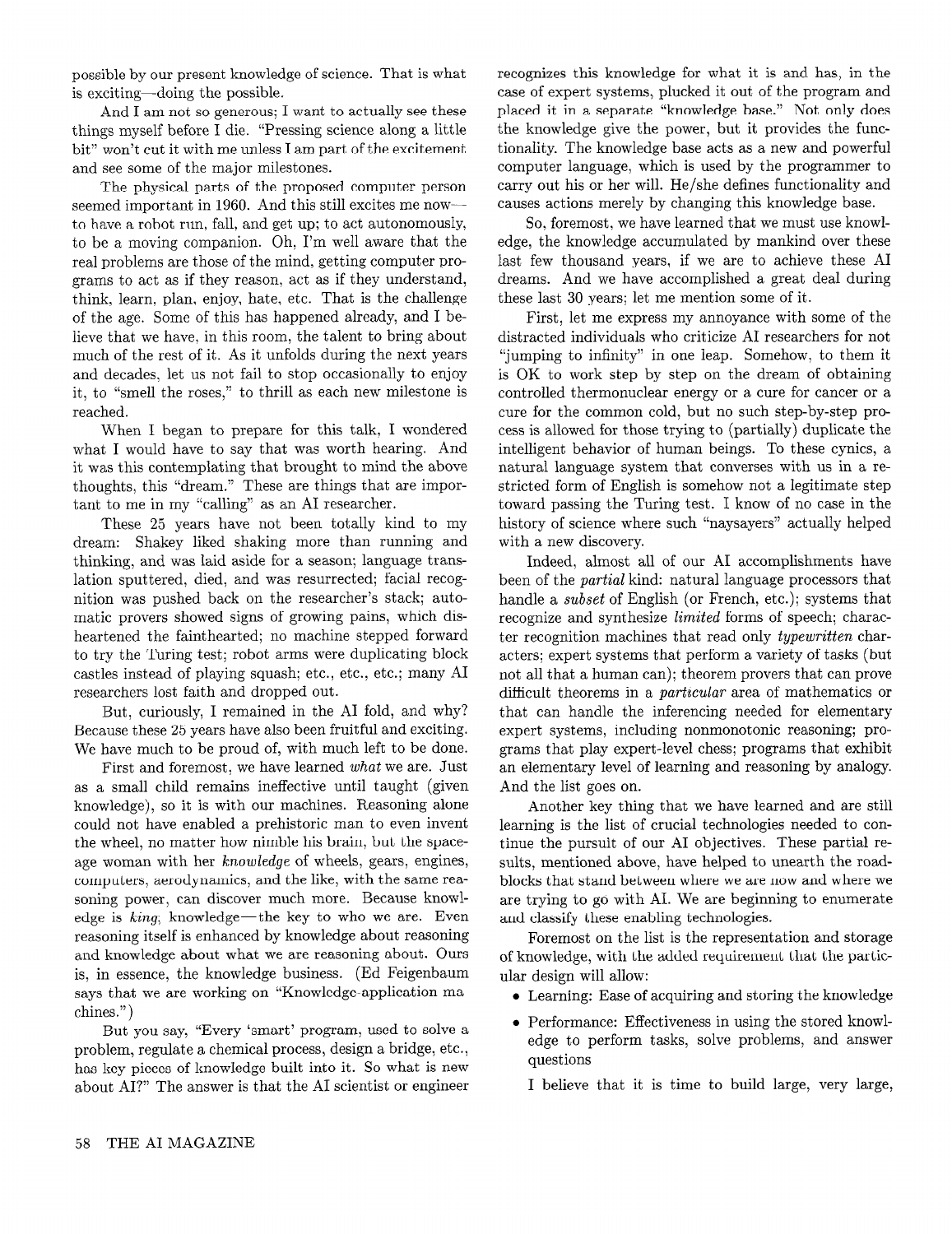possible by our present knowledge of science. That is what is exciting—doing the possible.

And I am not so generous; I want to actually see these things myself before I die. "Pressing science along a little bit" won't cut it with me unless I am part of the excitement and see some of the major milestones.

The physical parts of the proposed computer person seemed important in 1960. And this still excites me now—to have a robot run, fall, and get up; to act autonomously, to be a moving companion. Oh, I'm well aware that the real problems are those of the mind, getting computer programs to act as if they reason, act as if they understand, think, learn, plan, enjoy, hate, etc. That is the challenge of the age. Some of this has happened already, and I believe that we have, in this room, the talent to bring about much of the rest of it. As it unfolds during the next years and decades, let us not fail to stop occasionally to enjoy it, to "smell the roses," to thrill as each new milestone is reached.

When I began to prepare for this talk, I wondered what I would have to say that was worth hearing. And it was this contemplating that brought to mind the above thoughts, this "dream." These are things that are important to me in my "calling" as an AI researcher.

These 25 years have not been totally kind to my dream: Shakey liked shaking more than running and thinking, and was laid aside for a season; language translation sputtered, died, and was resurrected; facial recognition was pushed back on the researcher's stack; automatic provers showed signs of growing pains, which disheartened the fainthearted; no machine stepped forward to try the Turing test; robot arms were duplicating block castles instead of playing squash; etc., etc., etc.; many AI researchers lost faith and dropped out.

But, curiously, I remained in the AI fold, and why? Because these 25 years have also been fruitful and exciting. We have much to be proud of, with much left to be done.

First and foremost, we have learned *what* we are. Just as a small child remains ineffective until taught (given knowledge), so it is with our machines. Reasoning alone could not have enabled a prehistoric man to even invent the wheel, no matter how nimble his brain, but the space-age woman with her *knowledge* of wheels, gears, engines, computers, aerodynamics, and the like, with the same reasoning power, can discover much more. Because knowledge is *king*, knowledge—the key to who we are. Even reasoning itself is enhanced by knowledge about reasoning and knowledge about what we are reasoning about. Ours is, in essence, the knowledge business. (Ed Feigenbaum says that we are working on "Knowledge-application machines.")

But you say, "Every 'smart' program, used to solve a problem, regulate a chemical process, design a bridge, etc., has key pieces of knowledge built into it. So what is new about AI?" The answer is that the AI scientist or engineer recognizes this knowledge for what it is and has, in the case of expert systems, plucked it out of the program and placed it in a separate "knowledge base." Not only does the knowledge give the power, but it provides the functionality. The knowledge base acts as a new and powerful computer language, which is used by the programmer to carry out his or her will. He/she defines functionality and causes actions merely by changing this knowledge base.

So, foremost, we have learned that we must use knowledge, the knowledge accumulated by mankind over these last few thousand years, if we are to achieve these AI dreams. And we have accomplished a great deal during these last 30 years; let me mention some of it.

First, let me express my annoyance with some of the distracted individuals who criticize AI researchers for not "jumping to infinity" in one leap. Somehow, to them it is OK to work step by step on the dream of obtaining controlled thermonuclear energy or a cure for cancer or a cure for the common cold, but no such step-by-step process is allowed for those trying to (partially) duplicate the intelligent behavior of human beings. To these cynics, a natural language system that converses with us in a restricted form of English is somehow not a legitimate step toward passing the Turing test. I know of no case in the history of science where such "naysayers" actually helped with a new discovery.

Indeed, almost all of our AI accomplishments have been of the *partial* kind: natural language processors that handle a *subset* of English (or French, etc.); systems that recognize and synthesize *limited* forms of speech; character recognition machines that read only *typewritten* characters; expert systems that perform a variety of tasks (but not all that a human can); theorem provers that can prove difficult theorems in a *particular* area of mathematics or that can handle the inferencing needed for elementary expert systems, including nonmonotonic reasoning; programs that play expert-level chess; programs that exhibit an elementary level of learning and reasoning by analogy. And the list goes on.

Another key thing that we have learned and are still learning is the list of crucial technologies needed to continue the pursuit of our AI objectives. These partial results, mentioned above, have helped to unearth the roadblocks that stand between where we are now and where we are trying to go with AI. We are beginning to enumerate and classify these enabling technologies.

Foremost on the list is the representation and storage of knowledge, with the added requirement that the particular design will allow:

- Learning: Ease of acquiring and storing the knowledge
- Performance: Effectiveness in using the stored knowledge to perform tasks, solve problems, and answer questions

I believe that it is time to build large, very large,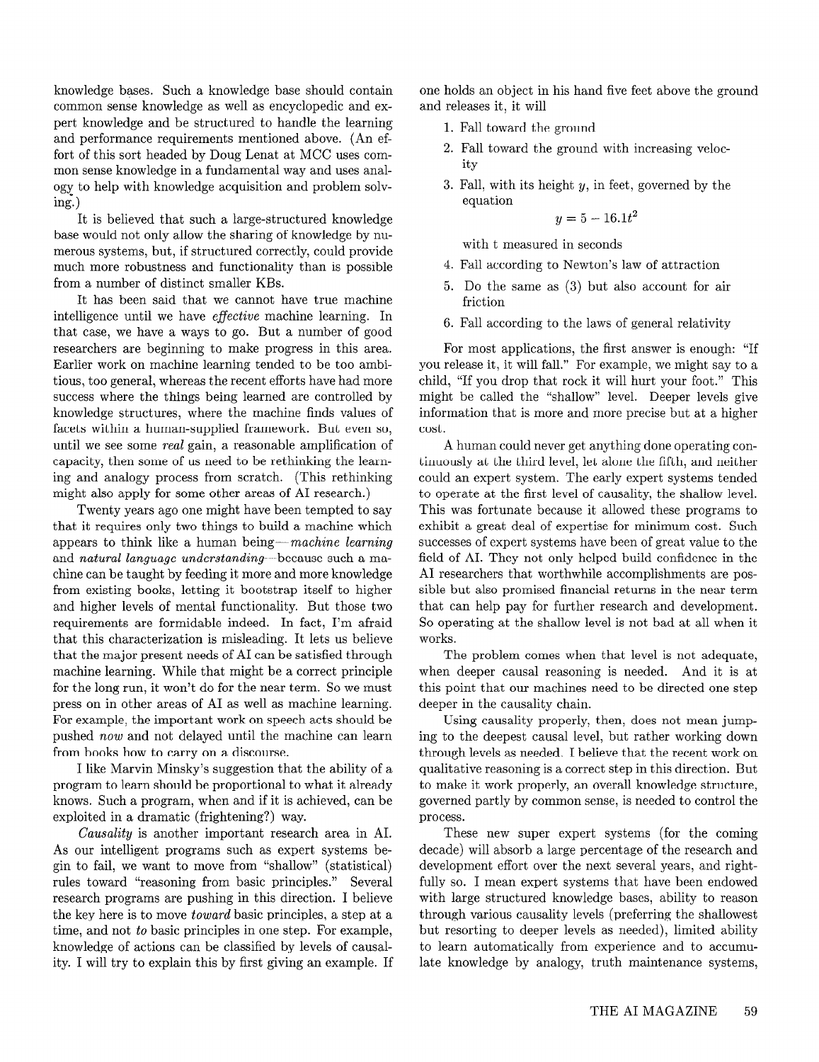knowledge bases. Such a knowledge base should contain common sense knowledge as well as encyclopedic and expert knowledge and be structured to handle the learning and performance requirements mentioned above. (An effort of this sort headed by Doug Lenat at MCC uses common sense knowledge in a fundamental way and uses analogy to help with knowledge acquisition and problem solving.)

It is believed that such a large-structured knowledge base would not only allow the sharing of knowledge by numerous systems, but, if structured correctly, could provide much more robustness and functionality than is possible from a number of distinct smaller KBs.

It has been said that we cannot have true machine intelligence until we have *effective* machine learning. In that case, we have a ways to go. But a number of good researchers are beginning to make progress in this area. Earlier work on machine learning tended to be too ambitious, too general, whereas the recent efforts have had more success where the things being learned are controlled by knowledge structures, where the machine finds values of facets within a human-supplied framework. But even so, until we see some *real* gain, a reasonable amplification of capacity, then some of us need to be rethinking the learning and analogy process from scratch. (This rethinking might also apply for some other areas of AI research.)

Twenty years ago one might have been tempted to say that it requires only two things to build a machine which appears to think like a human being—*machine learning* and *natural language understanding*—because such a machine can be taught by feeding it more and more knowledge from existing books, letting it bootstrap itself to higher and higher levels of mental functionality. But those two requirements are formidable indeed. In fact, I'm afraid that this characterization is misleading. It lets us believe that the major present needs of AI can be satisfied through machine learning. While that might be a correct principle for the long run, it won't do for the near term. So we must press on in other areas of AI as well as machine learning. For example, the important work on speech acts should be pushed *now* and not delayed until the machine can learn from books how to carry on a discourse.

I like Marvin Minsky's suggestion that the ability of a program to learn should be proportional to what it already knows. Such a program, when and if it is achieved, can be exploited in a dramatic (frightening?) way.

*Causality* is another important research area in AI. As our intelligent programs such as expert systems begin to fail, we want to move from "shallow" (statistical) rules toward "reasoning from basic principles." Several research programs are pushing in this direction. I believe the key here is to move *toward* basic principles, a step at a time, and not *to* basic principles in one step. For example, knowledge of actions can be classified by levels of causality. I will try to explain this by first giving an example. If one holds an object in his hand five feet above the ground and releases it, it will

1. Fall toward the ground
2. Fall toward the ground with increasing velocity
3. Fall, with its height $y$, in feet, governed by the equation
$$y = 5 - 16.1t^2$$
with t measured in seconds
4. Fall according to Newton's law of attraction
5. Do the same as (3) but also account for air friction
6. Fall according to the laws of general relativity

For most applications, the first answer is enough: "If you release it, it will fall." For example, we might say to a child, "If you drop that rock it will hurt your foot." This might be called the "shallow" level. Deeper levels give information that is more and more precise but at a higher cost.

A human could never get anything done operating continuously at the third level, let alone the fifth, and neither could an expert system. The early expert systems tended to operate at the first level of causality, the shallow level. This was fortunate because it allowed these programs to exhibit a great deal of expertise for minimum cost. Such successes of expert systems have been of great value to the field of AI. They not only helped build confidence in the AI researchers that worthwhile accomplishments are possible but also promised financial returns in the near term that can help pay for further research and development. So operating at the shallow level is not bad at all when it works.

The problem comes when that level is not adequate, when deeper causal reasoning is needed. And it is at this point that our machines need to be directed one step deeper in the causality chain.

Using causality properly, then, does not mean jumping to the deepest causal level, but rather working down through levels as needed. I believe that the recent work on qualitative reasoning is a correct step in this direction. But to make it work properly, an overall knowledge structure, governed partly by common sense, is needed to control the process.

These new super expert systems (for the coming decade) will absorb a large percentage of the research and development effort over the next several years, and rightfully so. I mean expert systems that have been endowed with large structured knowledge bases, ability to reason through various causality levels (preferring the shallowest but resorting to deeper levels as needed), limited ability to learn automatically from experience and to accumulate knowledge by analogy, truth maintenance systems,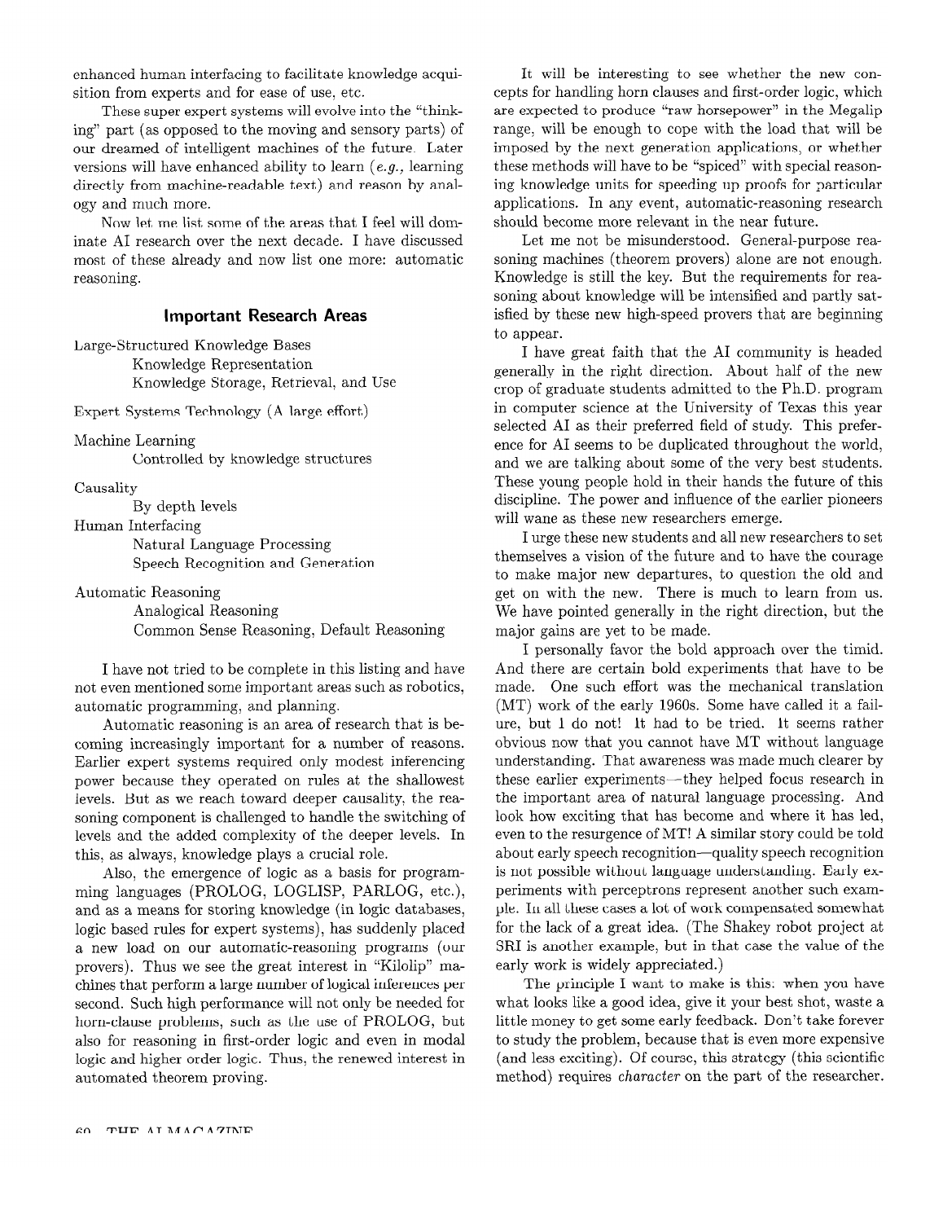enhanced human interfacing to facilitate knowledge acquisition from experts and for ease of use, etc.

These super expert systems will evolve into the "thinking" part (as opposed to the moving and sensory parts) of our dreamed of intelligent machines of the future. Later versions will have enhanced ability to learn (*e.g.,* learning directly from machine-readable text) and reason by analogy and much more.

Now let me list some of the areas that I feel will dominate AI research over the next decade. I have discussed most of these already and now list one more: automatic reasoning.

## Important Research Areas

- Large-Structured Knowledge Bases
  - Knowledge Representation
  - Knowledge Storage, Retrieval, and Use
- Expert Systems Technology (A large effort)
- Machine Learning
  - Controlled by knowledge structures
- Causality
  - By depth levels
- Human Interfacing
  - Natural Language Processing
  - Speech Recognition and Generation
- Automatic Reasoning
  - Analogical Reasoning
  - Common Sense Reasoning, Default Reasoning

I have not tried to be complete in this listing and have not even mentioned some important areas such as robotics, automatic programming, and planning.

Automatic reasoning is an area of research that is becoming increasingly important for a number of reasons. Earlier expert systems required only modest inferencing power because they operated on rules at the shallowest levels. But as we reach toward deeper causality, the reasoning component is challenged to handle the switching of levels and the added complexity of the deeper levels. In this, as always, knowledge plays a crucial role.

Also, the emergence of logic as a basis for programming languages (PROLOG, LOGLISP, PARLOG, etc.), and as a means for storing knowledge (in logic databases, logic based rules for expert systems), has suddenly placed a new load on our automatic-reasoning programs (our provers). Thus we see the great interest in "Kilolip" machines that perform a large number of logical inferences per second. Such high performance will not only be needed for horn-clause problems, such as the use of PROLOG, but also for reasoning in first-order logic and even in modal logic and higher order logic. Thus, the renewed interest in automated theorem proving.

It will be interesting to see whether the new concepts for handling horn clauses and first-order logic, which are expected to produce "raw horsepower" in the Megalip range, will be enough to cope with the load that will be imposed by the next generation applications, or whether these methods will have to be "spiced" with special reasoning knowledge units for speeding up proofs for particular applications. In any event, automatic-reasoning research should become more relevant in the near future.

Let me not be misunderstood. General-purpose reasoning machines (theorem provers) alone are not enough. Knowledge is still the key. But the requirements for reasoning about knowledge will be intensified and partly satisfied by these new high-speed provers that are beginning to appear.

I have great faith that the AI community is headed generally in the right direction. About half of the new crop of graduate students admitted to the Ph.D. program in computer science at the University of Texas this year selected AI as their preferred field of study. This preference for AI seems to be duplicated throughout the world, and we are talking about some of the very best students. These young people hold in their hands the future of this discipline. The power and influence of the earlier pioneers will wane as these new researchers emerge.

I urge these new students and all new researchers to set themselves a vision of the future and to have the courage to make major new departures, to question the old and get on with the new. There is much to learn from us. We have pointed generally in the right direction, but the major gains are yet to be made.

I personally favor the bold approach over the timid. And there are certain bold experiments that have to be made. One such effort was the mechanical translation (MT) work of the early 1960s. Some have called it a failure, but I do not! It had to be tried. It seems rather obvious now that you cannot have MT without language understanding. That awareness was made much clearer by these earlier experiments—they helped focus research in the important area of natural language processing. And look how exciting that has become and where it has led, even to the resurgence of MT! A similar story could be told about early speech recognition—quality speech recognition is not possible without language understanding. Early experiments with perceptrons represent another such example. In all these cases a lot of work compensated somewhat for the lack of a great idea. (The Shakey robot project at SRI is another example, but in that case the value of the early work is widely appreciated.)

The principle I want to make is this: when you have what looks like a good idea, give it your best shot, waste a little money to get some early feedback. Don't take forever to study the problem, because that is even more expensive (and less exciting). Of course, this strategy (this scientific method) requires *character* on the part of the researcher.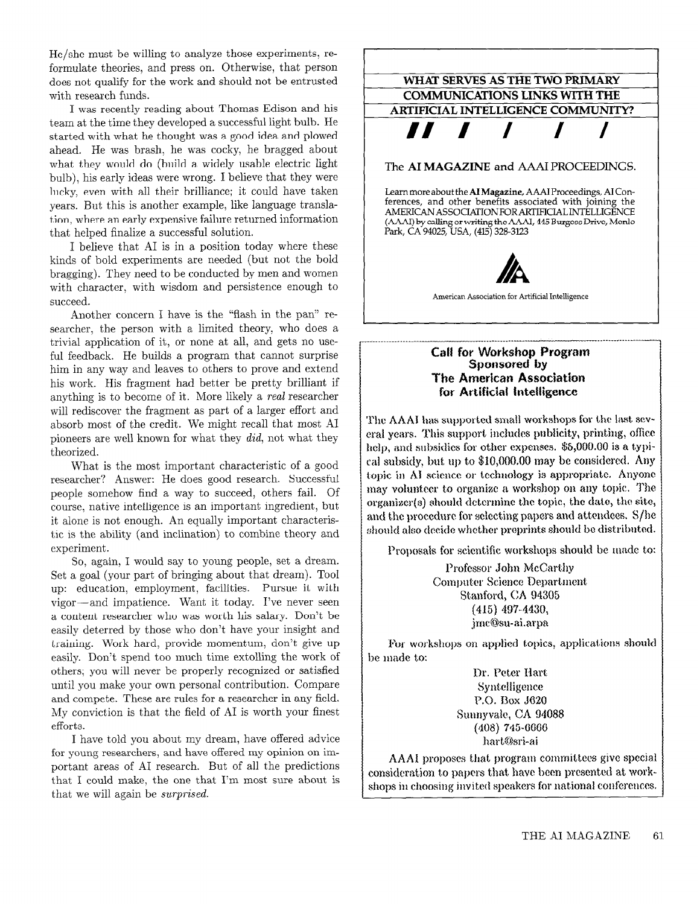He/she must be willing to analyze those experiments, reformulate theories, and press on. Otherwise, that person does not qualify for the work and should not be entrusted with research funds.

I was recently reading about Thomas Edison and his team at the time they developed a successful light bulb. He started with what he thought was a good idea and plowed ahead. He was brash, he was cocky, he bragged about what they would do (build a widely usable electric light bulb), his early ideas were wrong. I believe that they were lucky, even with all their brilliance; it could have taken years. But this is another example, like language translation, where an early expensive failure returned information that helped finalize a successful solution.

I believe that AI is in a position today where these kinds of bold experiments are needed (but not the bold bragging). They need to be conducted by men and women with character, with wisdom and persistence enough to succeed.

Another concern I have is the "flash in the pan" researcher, the person with a limited theory, who does a trivial application of it, or none at all, and gets no useful feedback. He builds a program that cannot surprise him in any way and leaves to others to prove and extend his work. His fragment had better be pretty brilliant if anything is to become of it. More likely a *real* researcher will rediscover the fragment as part of a larger effort and absorb most of the credit. We might recall that most AI pioneers are well known for what they *did*, not what they theorized.

What is the most important characteristic of a good researcher? Answer: He does good research. Successful people somehow find a way to succeed, others fail. Of course, native intelligence is an important ingredient, but it alone is not enough. An equally important characteristic is the ability (and inclination) to combine theory and experiment.

So, again, I would say to young people, set a dream. Set a goal (your part of bringing about that dream). Tool up: education, employment, facilities. Pursue it with vigor—and impatience. Want it today. I've never seen a content researcher who was worth his salary. Don't be easily deterred by those who don't have your insight and training. Work hard, provide momentum, don't give up easily. Don't spend too much time extolling the work of others; you will never be properly recognized or satisfied until you make your own personal contribution. Compare and compete. These are rules for a researcher in any field. My conviction is that the field of AI is worth your finest efforts.

I have told you about my dream, have offered advice for young researchers, and have offered my opinion on important areas of AI research. But of all the predictions that I could make, the one that I'm most sure about is that we will again be *surprised*.

---

**WHAT SERVES AS THE TWO PRIMARY COMMUNICATIONS LINKS WITH THE ARTIFICIAL INTELLIGENCE COMMUNITY?**

**// / / / /**

The **AI MAGAZINE** and AAAI PROCEEDINGS.

Learn more about the **AI Magazine**, AAAI Proceedings, AI Conferences, and other benefits associated with joining the AMERICAN ASSOCIATION FOR ARTIFICIAL INTELLIGENCE (AAAI) by calling or writing the AAAI, 445 Burgess Drive, Menlo Park, CA 94025, USA, (415) 328-3123

American Association for Artificial Intelligence

---

## Call for Workshop Program Sponsored by The American Association for Artificial Intelligence

The AAAI has supported small workshops for the last several years. This support includes publicity, printing, office help, and subsidies for other expenses. $5,000.00 is a typical subsidy, but up to $10,000.00 may be considered. Any topic in AI science or technology is appropriate. Anyone may volunteer to organize a workshop on any topic. The organizer(s) should determine the topic, the date, the site, and the procedure for selecting papers and attendees. S/he should also decide whether preprints should be distributed.

Proposals for scientific workshops should be made to:

Professor John McCarthy
Computer Science Department
Stanford, CA 94305
(415) 497-4430,
jmc@su-ai.arpa

For workshops on applied topics, applications should be made to:

Dr. Peter Hart
Syntelligence
P.O. Box 3620
Sunnyvale, CA 94088
(408) 745-6666
hart@sri-ai

AAAI proposes that program committees give special consideration to papers that have been presented at workshops in choosing invited speakers for national conferences.